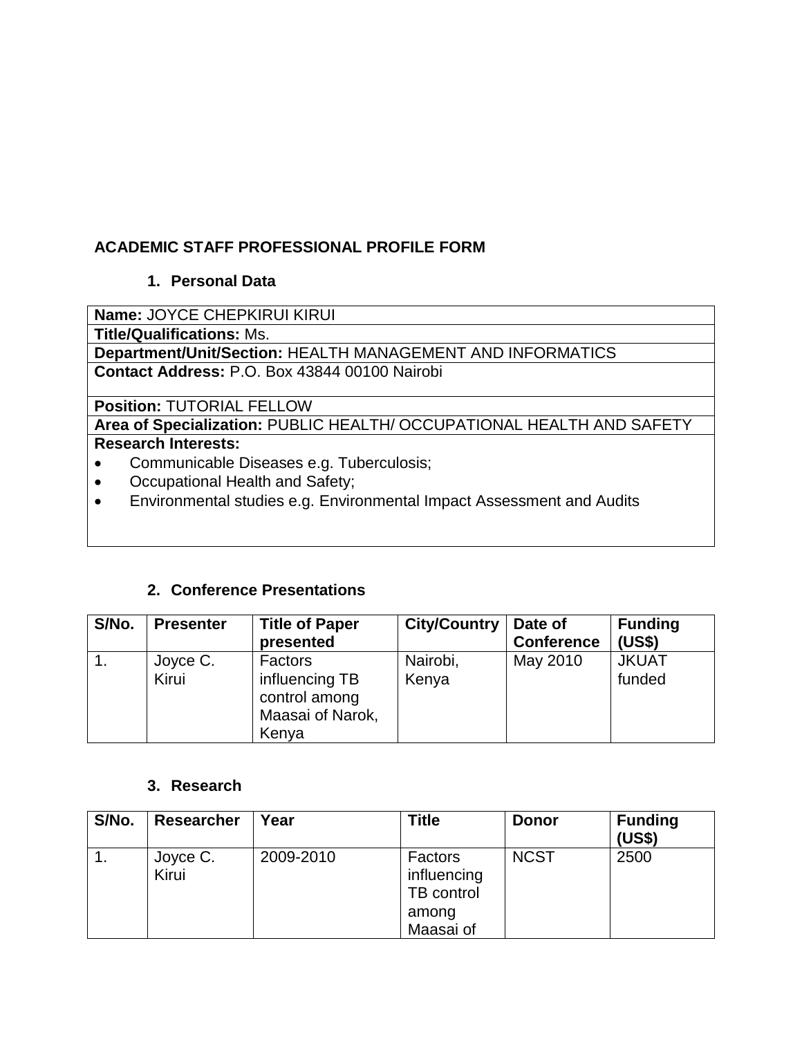## ACADEMIC STAFF PROFESSIONAL PROFILE FORM

### 1. Personal Data

| |
|---|
| **Name:** JOYCE CHEPKIRUI KIRUI |
| **Title/Qualifications:** Ms. |
| **Department/Unit/Section:** HEALTH MANAGEMENT AND INFORMATICS |
| **Contact Address:** P.O. Box 43844 00100 Nairobi |
| **Position:** TUTORIAL FELLOW |
| **Area of Specialization:** PUBLIC HEALTH/ OCCUPATIONAL HEALTH AND SAFETY |
| **Research Interests:** <br>• Communicable Diseases e.g. Tuberculosis;<br>• Occupational Health and Safety;<br>• Environmental studies e.g. Environmental Impact Assessment and Audits |

### 2. Conference Presentations

| S/No. | Presenter | Title of Paper presented | City/Country | Date of Conference | Funding (US$) |
|---|---|---|---|---|---|
| 1. | Joyce C. Kirui | Factors influencing TB control among Maasai of Narok, Kenya | Nairobi, Kenya | May 2010 | JKUAT funded |

### 3. Research

| S/No. | Researcher | Year | Title | Donor | Funding (US$) |
|---|---|---|---|---|---|
| 1. | Joyce C. Kirui | 2009-2010 | Factors influencing TB control among Maasai of | NCST | 2500 |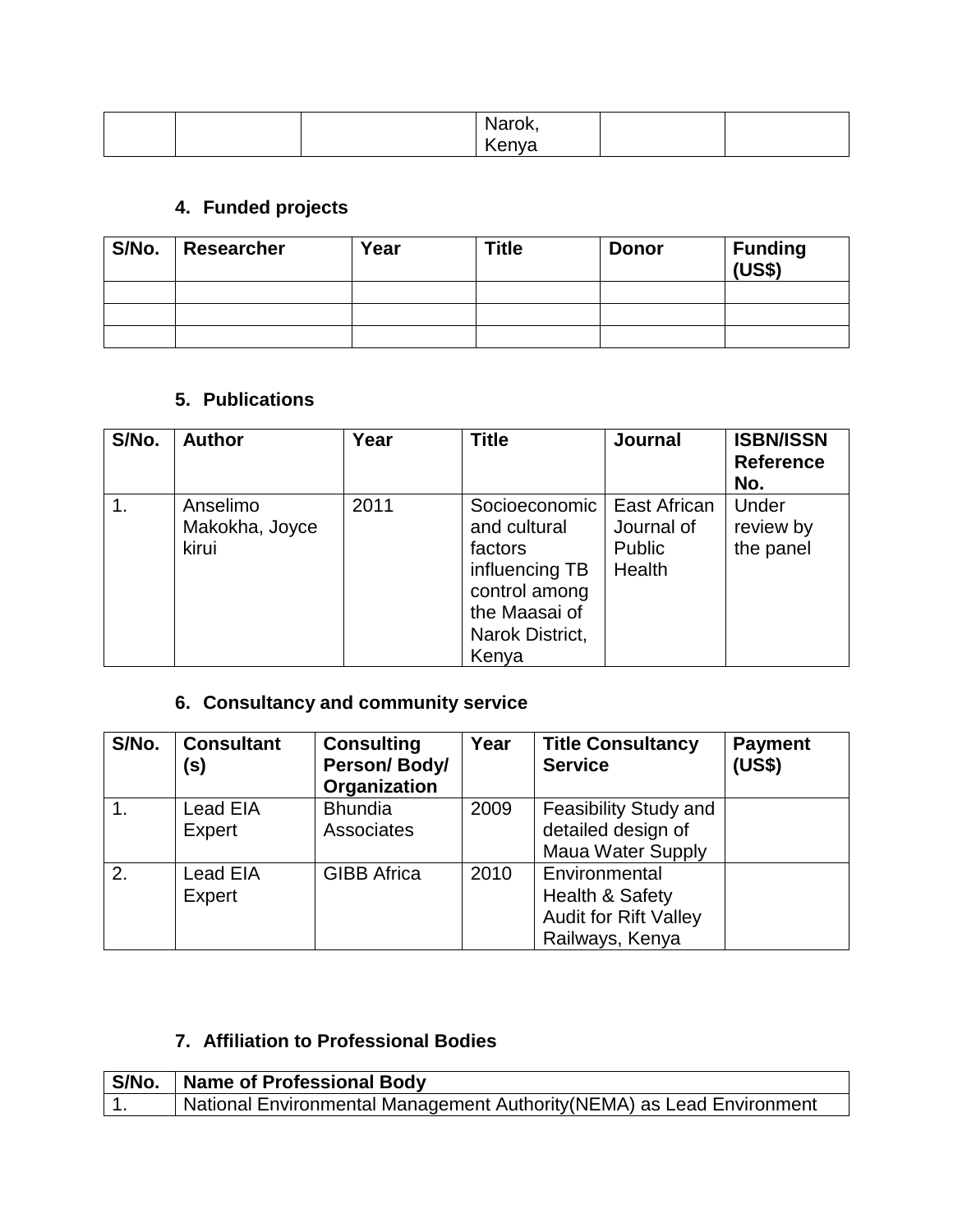|  |  |  | Narok, Kenya |  |  |
|---|---|---|---|---|---|

## 4. Funded projects

| S/No. | Researcher | Year | Title | Donor | Funding (US$) |
|---|---|---|---|---|---|
|  |  |  |  |  |  |
|  |  |  |  |  |  |
|  |  |  |  |  |  |

## 5. Publications

| S/No. | Author | Year | Title | Journal | ISBN/ISSN Reference No. |
|---|---|---|---|---|---|
| 1. | Anselimo Makokha, Joyce kirui | 2011 | Socioeconomic and cultural factors influencing TB control among the Maasai of Narok District, Kenya | East African Journal of Public Health | Under review by the panel |

## 6. Consultancy and community service

| S/No. | Consultant (s) | Consulting Person/ Body/ Organization | Year | Title Consultancy Service | Payment (US$) |
|---|---|---|---|---|---|
| 1. | Lead EIA Expert | Bhundia Associates | 2009 | Feasibility Study and detailed design of Maua Water Supply |  |
| 2. | Lead EIA Expert | GIBB Africa | 2010 | Environmental Health & Safety Audit for Rift Valley Railways, Kenya |  |

## 7. Affiliation to Professional Bodies

| S/No. | Name of Professional Body |
|---|---|
| 1. | National Environmental Management Authority(NEMA) as Lead Environment |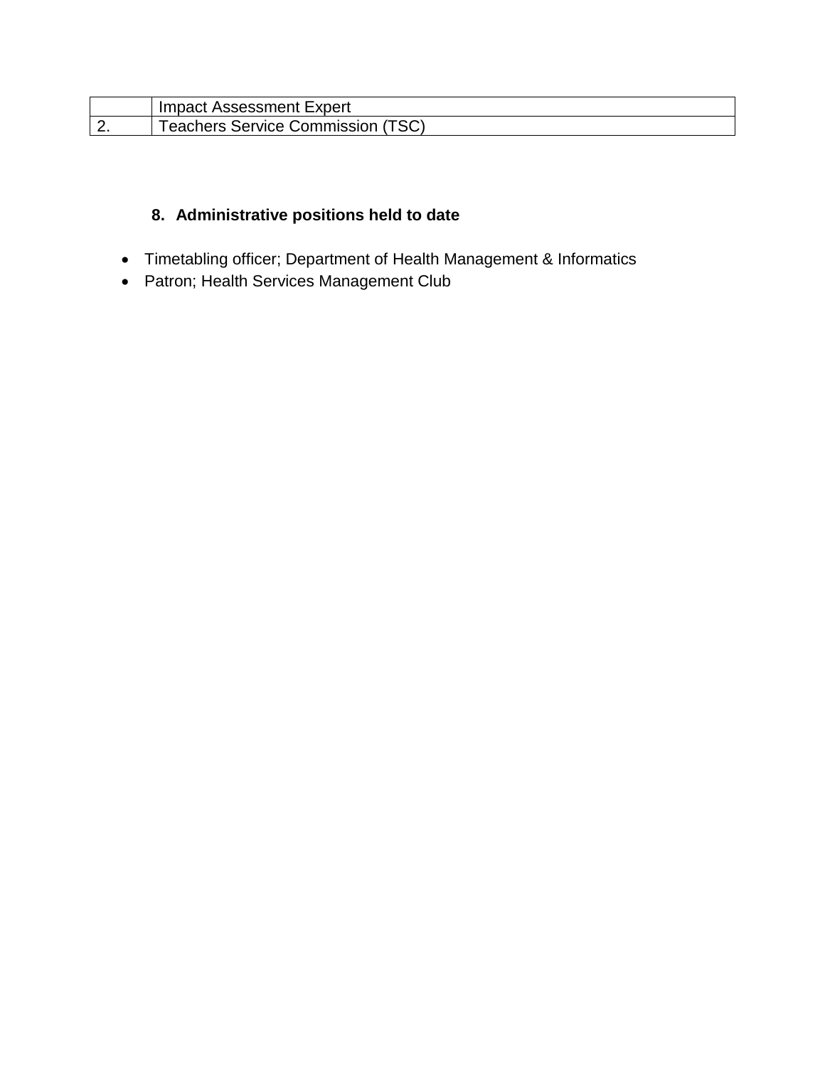| | |
|---|---|
| | Impact Assessment Expert |
| 2. | Teachers Service Commission (TSC) |

## 8. Administrative positions held to date

- Timetabling officer; Department of Health Management & Informatics
- Patron; Health Services Management Club